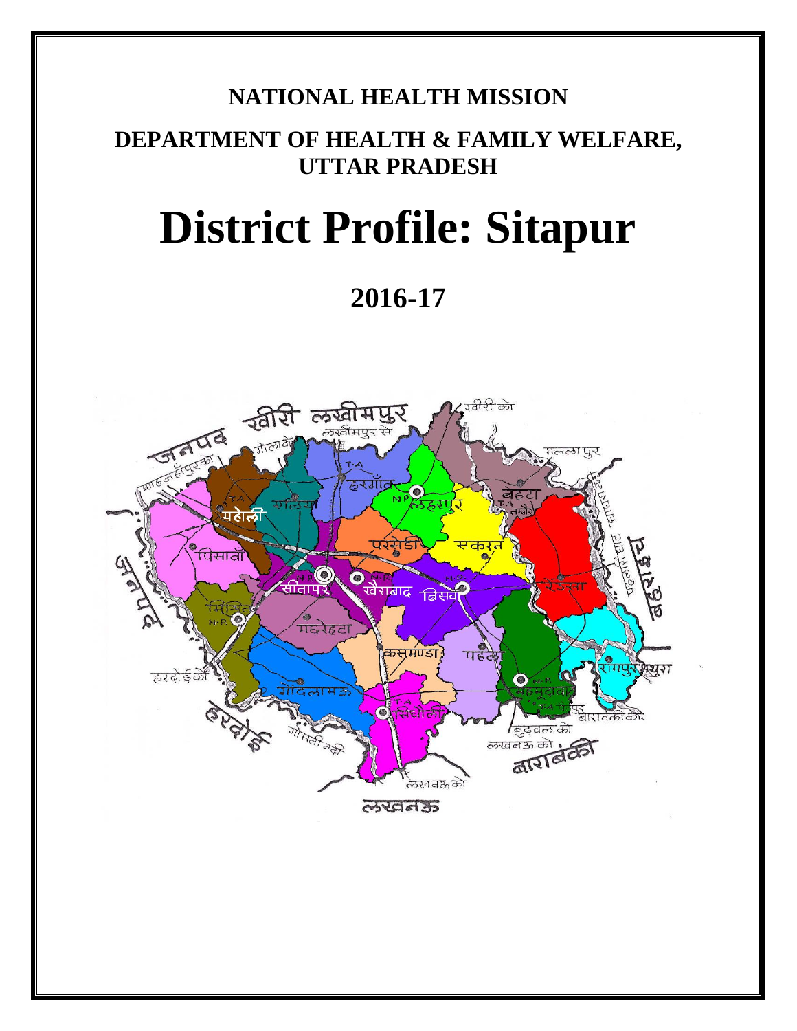# NATIONAL HEALTH MISSION

## DEPARTMENT OF HEALTH & FAMILY WELFARE, UTTAR PRADESH

# District Profile: Sitapur

## 2016-17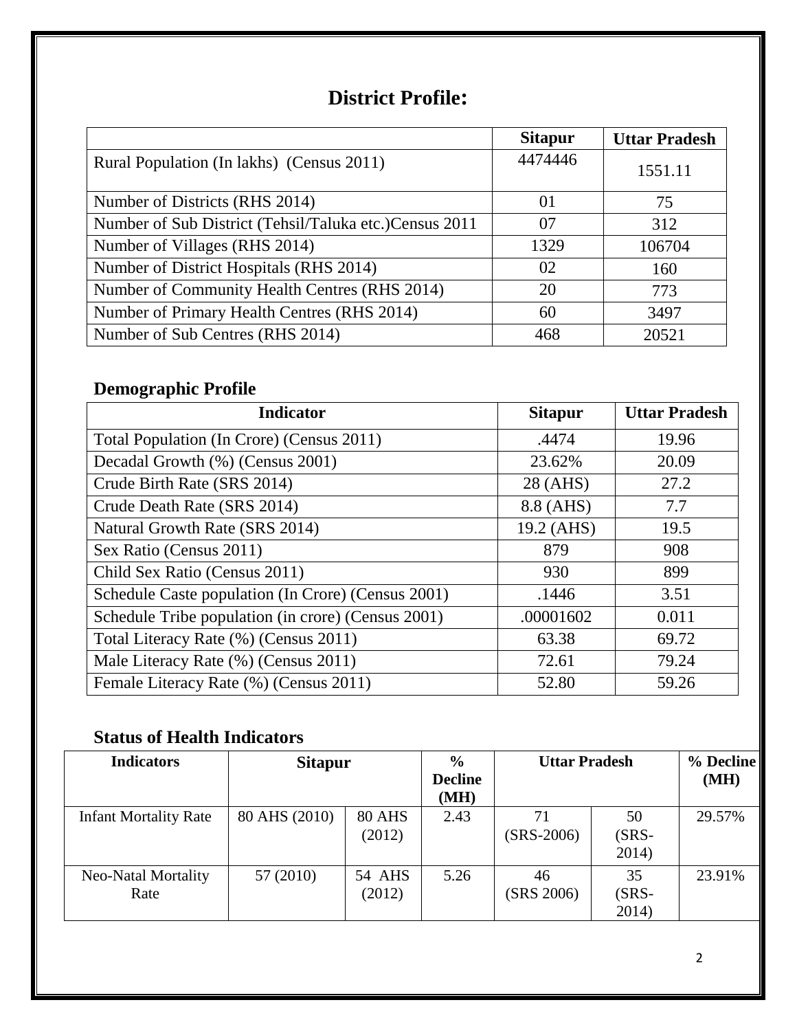# District Profile:

| | Sitapur | Uttar Pradesh |
|---|---|---|
| Rural Population (In lakhs) (Census 2011) | 4474446 | 1551.11 |
| Number of Districts (RHS 2014) | 01 | 75 |
| Number of Sub District (Tehsil/Taluka etc.)Census 2011 | 07 | 312 |
| Number of Villages (RHS 2014) | 1329 | 106704 |
| Number of District Hospitals (RHS 2014) | 02 | 160 |
| Number of Community Health Centres (RHS 2014) | 20 | 773 |
| Number of Primary Health Centres (RHS 2014) | 60 | 3497 |
| Number of Sub Centres (RHS 2014) | 468 | 20521 |

## Demographic Profile

| Indicator | Sitapur | Uttar Pradesh |
|---|---|---|
| Total Population (In Crore) (Census 2011) | .4474 | 19.96 |
| Decadal Growth (%) (Census 2001) | 23.62% | 20.09 |
| Crude Birth Rate (SRS 2014) | 28 (AHS) | 27.2 |
| Crude Death Rate (SRS 2014) | 8.8 (AHS) | 7.7 |
| Natural Growth Rate (SRS 2014) | 19.2 (AHS) | 19.5 |
| Sex Ratio (Census 2011) | 879 | 908 |
| Child Sex Ratio (Census 2011) | 930 | 899 |
| Schedule Caste population (In Crore) (Census 2001) | .1446 | 3.51 |
| Schedule Tribe population (in crore) (Census 2001) | .00001602 | 0.011 |
| Total Literacy Rate (%) (Census 2011) | 63.38 | 69.72 |
| Male Literacy Rate (%) (Census 2011) | 72.61 | 79.24 |
| Female Literacy Rate (%) (Census 2011) | 52.80 | 59.26 |

## Status of Health Indicators

| Indicators | Sitapur | | % Decline (MH) | Uttar Pradesh | | % Decline (MH) |
|---|---|---|---|---|---|---|
| Infant Mortality Rate | 80 AHS (2010) | 80 AHS (2012) | 2.43 | 71 (SRS-2006) | 50 (SRS-2014) | 29.57% |
| Neo-Natal Mortality Rate | 57 (2010) | 54 AHS (2012) | 5.26 | 46 (SRS 2006) | 35 (SRS-2014) | 23.91% |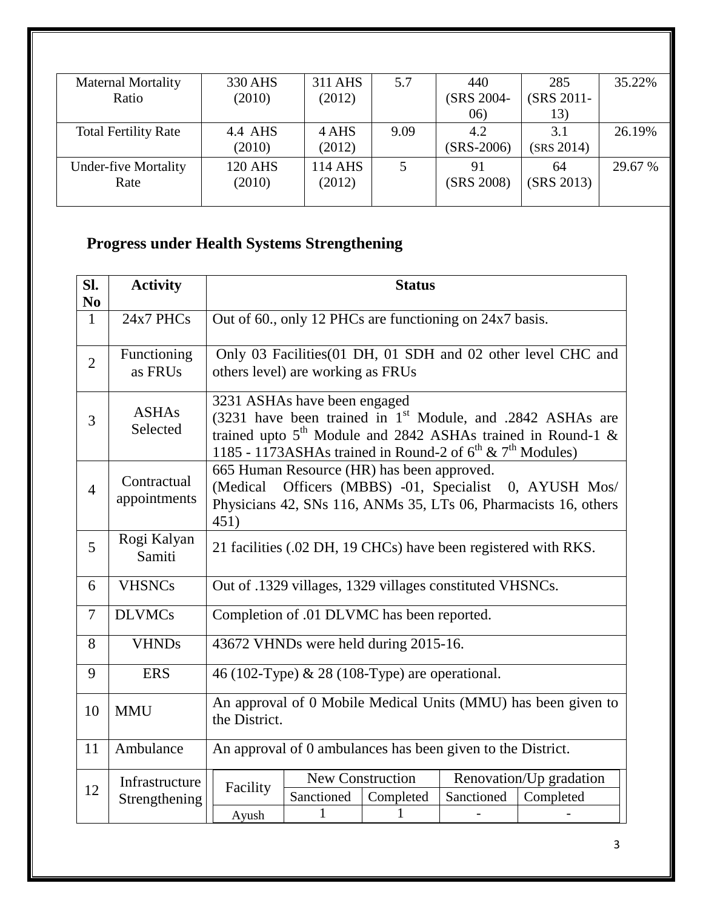| Maternal Mortality Ratio | 330 AHS (2010) | 311 AHS (2012) | 5.7 | 440 (SRS 2004-06) | 285 (SRS 2011-13) | 35.22% |
|---|---|---|---|---|---|---|
| Total Fertility Rate | 4.4 AHS (2010) | 4 AHS (2012) | 9.09 | 4.2 (SRS-2006) | 3.1 (SRS 2014) | 26.19% |
| Under-five Mortality Rate | 120 AHS (2010) | 114 AHS (2012) | 5 | 91 (SRS 2008) | 64 (SRS 2013) | 29.67 % |

## Progress under Health Systems Strengthening

| Sl. No | Activity | Status |
|---|---|---|
| 1 | 24x7 PHCs | Out of 60., only 12 PHCs are functioning on 24x7 basis. |
| 2 | Functioning as FRUs | Only 03 Facilities(01 DH, 01 SDH and 02 other level CHC and others level) are working as FRUs |
| 3 | ASHAs Selected | 3231 ASHAs have been engaged (3231 have been trained in 1st Module, and .2842 ASHAs are trained upto 5th Module and 2842 ASHAs trained in Round-1 & 1185 - 1173ASHAs trained in Round-2 of 6th & 7th Modules) |
| 4 | Contractual appointments | 665 Human Resource (HR) has been approved. (Medical Officers (MBBS) -01, Specialist 0, AYUSH Mos/ Physicians 42, SNs 116, ANMs 35, LTs 06, Pharmacists 16, others 451) |
| 5 | Rogi Kalyan Samiti | 21 facilities (.02 DH, 19 CHCs) have been registered with RKS. |
| 6 | VHSNCs | Out of .1329 villages, 1329 villages constituted VHSNCs. |
| 7 | DLVMCs | Completion of .01 DLVMC has been reported. |
| 8 | VHNDs | 43672 VHNDs were held during 2015-16. |
| 9 | ERS | 46 (102-Type) & 28 (108-Type) are operational. |
| 10 | MMU | An approval of 0 Mobile Medical Units (MMU) has been given to the District. |
| 11 | Ambulance | An approval of 0 ambulances has been given to the District. |
| 12 | Infrastructure Strengthening | (see table below) |

| Facility | New Construction | | Renovation/Up gradation | |
|---|---|---|---|---|
| | Sanctioned | Completed | Sanctioned | Completed |
| Ayush | 1 | 1 | - | - |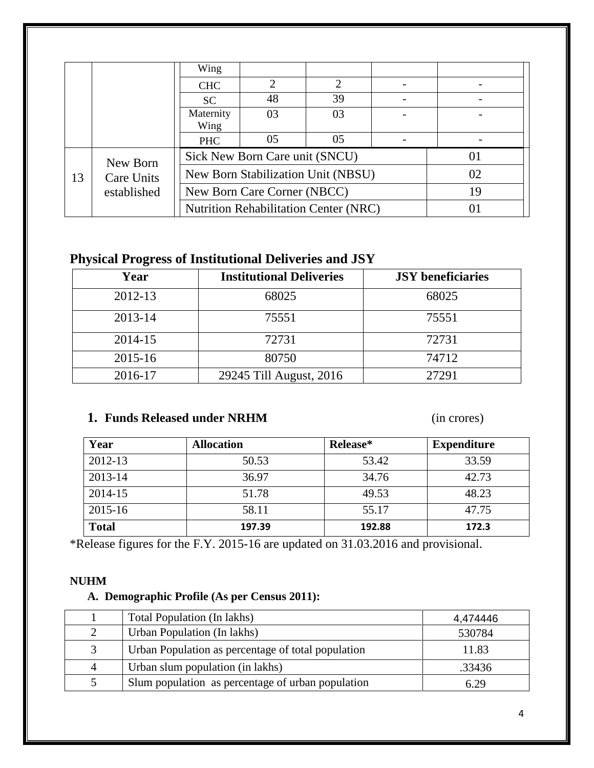|  |  | Wing |  |  |  |  |
|---|---|---|---|---|---|---|
|  |  | CHC | 2 | 2 | - | - |
|  |  | SC | 48 | 39 | - | - |
|  |  | Maternity Wing | 03 | 03 | - | - |
|  |  | PHC | 05 | 05 | - | - |
| 13 | New Born Care Units established | Sick New Born Care unit (SNCU) |  |  |  | 01 |
|  |  | New Born Stabilization Unit (NBSU) |  |  |  | 02 |
|  |  | New Born Care Corner (NBCC) |  |  |  | 19 |
|  |  | Nutrition Rehabilitation Center (NRC) |  |  |  | 01 |

## Physical Progress of Institutional Deliveries and JSY

| Year | Institutional Deliveries | JSY beneficiaries |
|---|---|---|
| 2012-13 | 68025 | 68025 |
| 2013-14 | 75551 | 75551 |
| 2014-15 | 72731 | 72731 |
| 2015-16 | 80750 | 74712 |
| 2016-17 | 29245 Till August, 2016 | 27291 |

### 1. Funds Released under NRHM (in crores)

| Year | Allocation | Release* | Expenditure |
|---|---|---|---|
| 2012-13 | 50.53 | 53.42 | 33.59 |
| 2013-14 | 36.97 | 34.76 | 42.73 |
| 2014-15 | 51.78 | 49.53 | 48.23 |
| 2015-16 | 58.11 | 55.17 | 47.75 |
| **Total** | **197.39** | **192.88** | **172.3** |

*Release figures for the F.Y. 2015-16 are updated on 31.03.2016 and provisional.

**NUHM**

**A. Demographic Profile (As per Census 2011):**

| 1 | Total Population (In lakhs) | 4,474446 |
|---|---|---|
| 2 | Urban Population (In lakhs) | 530784 |
| 3 | Urban Population as percentage of total population | 11.83 |
| 4 | Urban slum population (in lakhs) | .33436 |
| 5 | Slum population as percentage of urban population | 6.29 |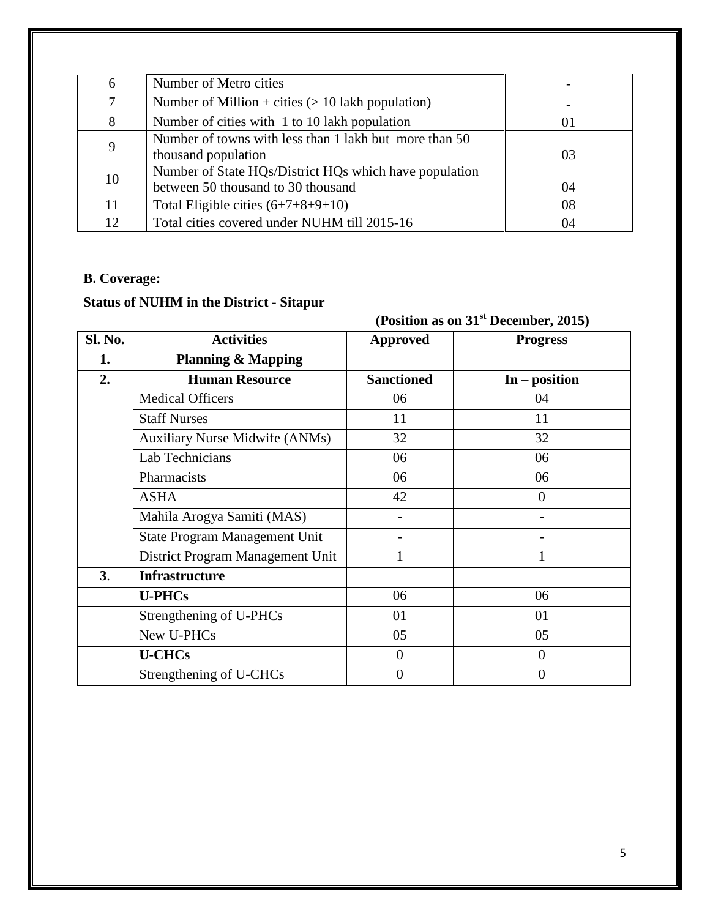| 6 | Number of Metro cities | - |
|---|---|---|
| 7 | Number of Million + cities (> 10 lakh population) | - |
| 8 | Number of cities with 1 to 10 lakh population | 01 |
| 9 | Number of towns with less than 1 lakh but more than 50 thousand population | 03 |
| 10 | Number of State HQs/District HQs which have population between 50 thousand to 30 thousand | 04 |
| 11 | Total Eligible cities (6+7+8+9+10) | 08 |
| 12 | Total cities covered under NUHM till 2015-16 | 04 |

**B. Coverage:**

**Status of NUHM in the District - Sitapur**

**(Position as on 31st December, 2015)**

| Sl. No. | Activities | Approved | Progress |
|---|---|---|---|
| **1.** | **Planning & Mapping** | | |
| **2.** | **Human Resource** | **Sanctioned** | **In – position** |
| | Medical Officers | 06 | 04 |
| | Staff Nurses | 11 | 11 |
| | Auxiliary Nurse Midwife (ANMs) | 32 | 32 |
| | Lab Technicians | 06 | 06 |
| | Pharmacists | 06 | 06 |
| | ASHA | 42 | 0 |
| | Mahila Arogya Samiti (MAS) | - | - |
| | State Program Management Unit | - | - |
| | District Program Management Unit | 1 | 1 |
| **3**. | **Infrastructure** | | |
| | **U-PHCs** | 06 | 06 |
| | Strengthening of U-PHCs | 01 | 01 |
| | New U-PHCs | 05 | 05 |
| | **U-CHCs** | 0 | 0 |
| | Strengthening of U-CHCs | 0 | 0 |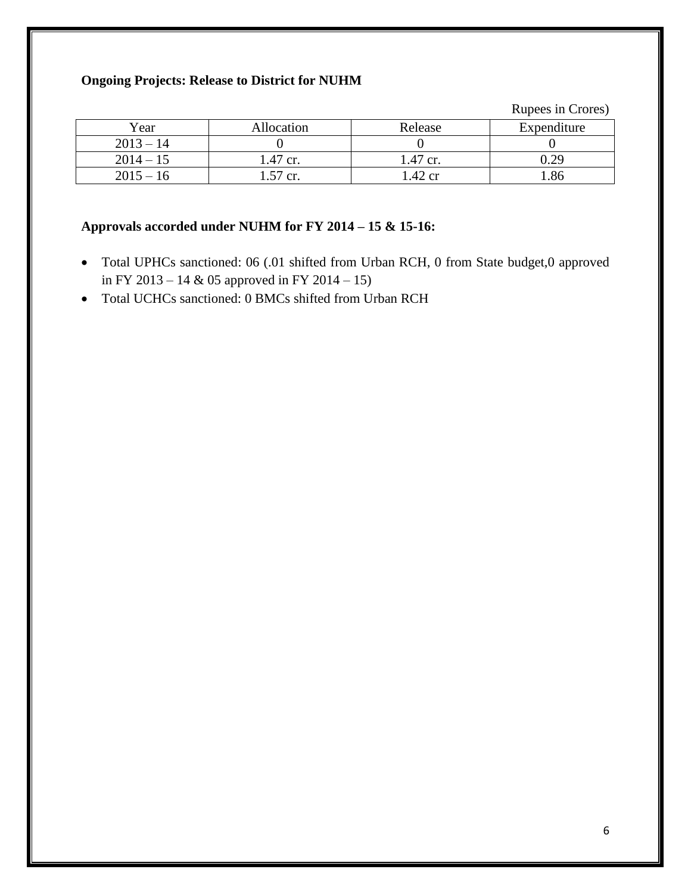**Ongoing Projects: Release to District for NUHM**

Rupees in Crores)

| Year | Allocation | Release | Expenditure |
| --- | --- | --- | --- |
| 2013 – 14 | 0 | 0 | 0 |
| 2014 – 15 | 1.47 cr. | 1.47 cr. | 0.29 |
| 2015 – 16 | 1.57 cr. | 1.42 cr | 1.86 |

**Approvals accorded under NUHM for FY 2014 – 15 & 15-16:**

- Total UPHCs sanctioned: 06 (.01 shifted from Urban RCH, 0 from State budget,0 approved in FY 2013 – 14 & 05 approved in FY 2014 – 15)
- Total UCHCs sanctioned: 0 BMCs shifted from Urban RCH